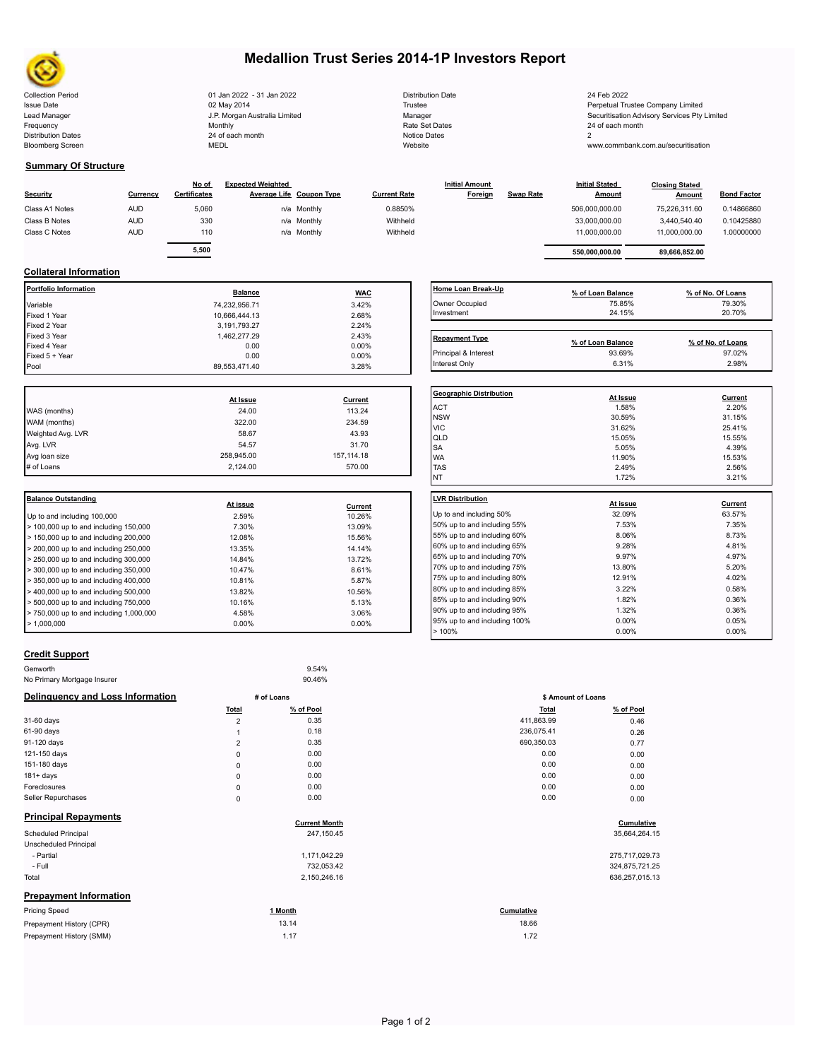# Medallion Trust Series 2014-1P Investors Report

| | | | |
|---|---|---|---|
| Collection Period | 01 Jan 2022 - 31 Jan 2022 | Distribution Date | 24 Feb 2022 |
| Issue Date | 02 May 2014 | Trustee | Perpetual Trustee Company Limited |
| Lead Manager | J.P. Morgan Australia Limited | Manager | Securitisation Advisory Services Pty Limited |
| Frequency | Monthly | Rate Set Dates | 24 of each month |
| Distribution Dates | 24 of each month | Notice Dates | 2 |
| Bloomberg Screen | MEDL | Website | www.commbank.com.au/securitisation |

## Summary Of Structure

| Security | Currency | No of Certificates | Expected Weighted Average Life | Coupon Type | Current Rate | Initial Amount Foreign | Swap Rate | Initial Stated Amount | Closing Stated Amount | Bond Factor |
|---|---|---|---|---|---|---|---|---|---|---|
| Class A1 Notes | AUD | 5,060 | n/a | Monthly | 0.8850% | | | 506,000,000.00 | 75,226,311.60 | 0.14866860 |
| Class B Notes | AUD | 330 | n/a | Monthly | Withheld | | | 33,000,000.00 | 3,440,540.40 | 0.10425880 |
| Class C Notes | AUD | 110 | n/a | Monthly | Withheld | | | 11,000,000.00 | 11,000,000.00 | 1.00000000 |
| | | 5,500 | | | | | | 550,000,000.00 | 89,666,852.00 | |

## Collateral Information

| Portfolio Information | Balance | WAC |
|---|---|---|
| Variable | 74,232,956.71 | 3.42% |
| Fixed 1 Year | 10,666,444.13 | 2.68% |
| Fixed 2 Year | 3,191,793.27 | 2.24% |
| Fixed 3 Year | 1,462,277.29 | 2.43% |
| Fixed 4 Year | 0.00 | 0.00% |
| Fixed 5 + Year | 0.00 | 0.00% |
| Pool | 89,553,471.40 | 3.28% |

| Home Loan Break-Up | % of Loan Balance | % of No. Of Loans |
|---|---|---|
| Owner Occupied | 75.85% | 79.30% |
| Investment | 24.15% | 20.70% |

| Repayment Type | % of Loan Balance | % of No. of Loans |
|---|---|---|
| Principal & Interest | 93.69% | 97.02% |
| Interest Only | 6.31% | 2.98% |

| | At Issue | Current |
|---|---|---|
| WAS (months) | 24.00 | 113.24 |
| WAM (months) | 322.00 | 234.59 |
| Weighted Avg. LVR | 58.67 | 43.93 |
| Avg. LVR | 54.57 | 31.70 |
| Avg loan size | 258,945.00 | 157,114.18 |
| # of Loans | 2,124.00 | 570.00 |

| Geographic Distribution | At Issue | Current |
|---|---|---|
| ACT | 1.58% | 2.20% |
| NSW | 30.59% | 31.15% |
| VIC | 31.62% | 25.41% |
| QLD | 15.05% | 15.55% |
| SA | 5.05% | 4.39% |
| WA | 11.90% | 15.53% |
| TAS | 2.49% | 2.56% |
| NT | 1.72% | 3.21% |

| Balance Outstanding | At issue | Current |
|---|---|---|
| Up to and including 100,000 | 2.59% | 10.26% |
| > 100,000 up to and including 150,000 | 7.30% | 13.09% |
| > 150,000 up to and including 200,000 | 12.08% | 15.56% |
| > 200,000 up to and including 250,000 | 13.35% | 14.14% |
| > 250,000 up to and including 300,000 | 14.84% | 13.72% |
| > 300,000 up to and including 350,000 | 10.47% | 8.61% |
| > 350,000 up to and including 400,000 | 10.81% | 5.87% |
| > 400,000 up to and including 500,000 | 13.82% | 10.56% |
| > 500,000 up to and including 750,000 | 10.16% | 5.13% |
| > 750,000 up to and including 1,000,000 | 4.58% | 3.06% |
| > 1,000,000 | 0.00% | 0.00% |

| LVR Distribution | At issue | Current |
|---|---|---|
| Up to and including 50% | 32.09% | 63.57% |
| 50% up to and including 55% | 7.53% | 7.35% |
| 55% up to and including 60% | 8.06% | 8.73% |
| 60% up to and including 65% | 9.28% | 4.81% |
| 65% up to and including 70% | 9.97% | 4.97% |
| 70% up to and including 75% | 13.80% | 5.20% |
| 75% up to and including 80% | 12.91% | 4.02% |
| 80% up to and including 85% | 3.22% | 0.58% |
| 85% up to and including 90% | 1.82% | 0.36% |
| 90% up to and including 95% | 1.32% | 0.36% |
| 95% up to and including 100% | 0.00% | 0.05% |
| > 100% | 0.00% | 0.00% |

## Credit Support

| | |
|---|---|
| Genworth | 9.54% |
| No Primary Mortgage Insurer | 90.46% |

## Delinquency and Loss Information

| | # of Loans Total | # of Loans % of Pool | $ Amount of Loans Total | $ Amount of Loans % of Pool |
|---|---|---|---|---|
| 31-60 days | 2 | 0.35 | 411,863.99 | 0.46 |
| 61-90 days | 1 | 0.18 | 236,075.41 | 0.26 |
| 91-120 days | 2 | 0.35 | 690,350.03 | 0.77 |
| 121-150 days | 0 | 0.00 | 0.00 | 0.00 |
| 151-180 days | 0 | 0.00 | 0.00 | 0.00 |
| 181+ days | 0 | 0.00 | 0.00 | 0.00 |
| Foreclosures | 0 | 0.00 | 0.00 | 0.00 |
| Seller Repurchases | 0 | 0.00 | 0.00 | 0.00 |

## Principal Repayments

| | Current Month | Cumulative |
|---|---|---|
| Scheduled Principal | 247,150.45 | 35,664,264.15 |
| Unscheduled Principal | | |
| - Partial | 1,171,042.29 | 275,717,029.73 |
| - Full | 732,053.42 | 324,875,721.25 |
| Total | 2,150,246.16 | 636,257,015.13 |

## Prepayment Information

| Pricing Speed | 1 Month | Cumulative |
|---|---|---|
| Prepayment History (CPR) | 13.14 | 18.66 |
| Prepayment History (SMM) | 1.17 | 1.72 |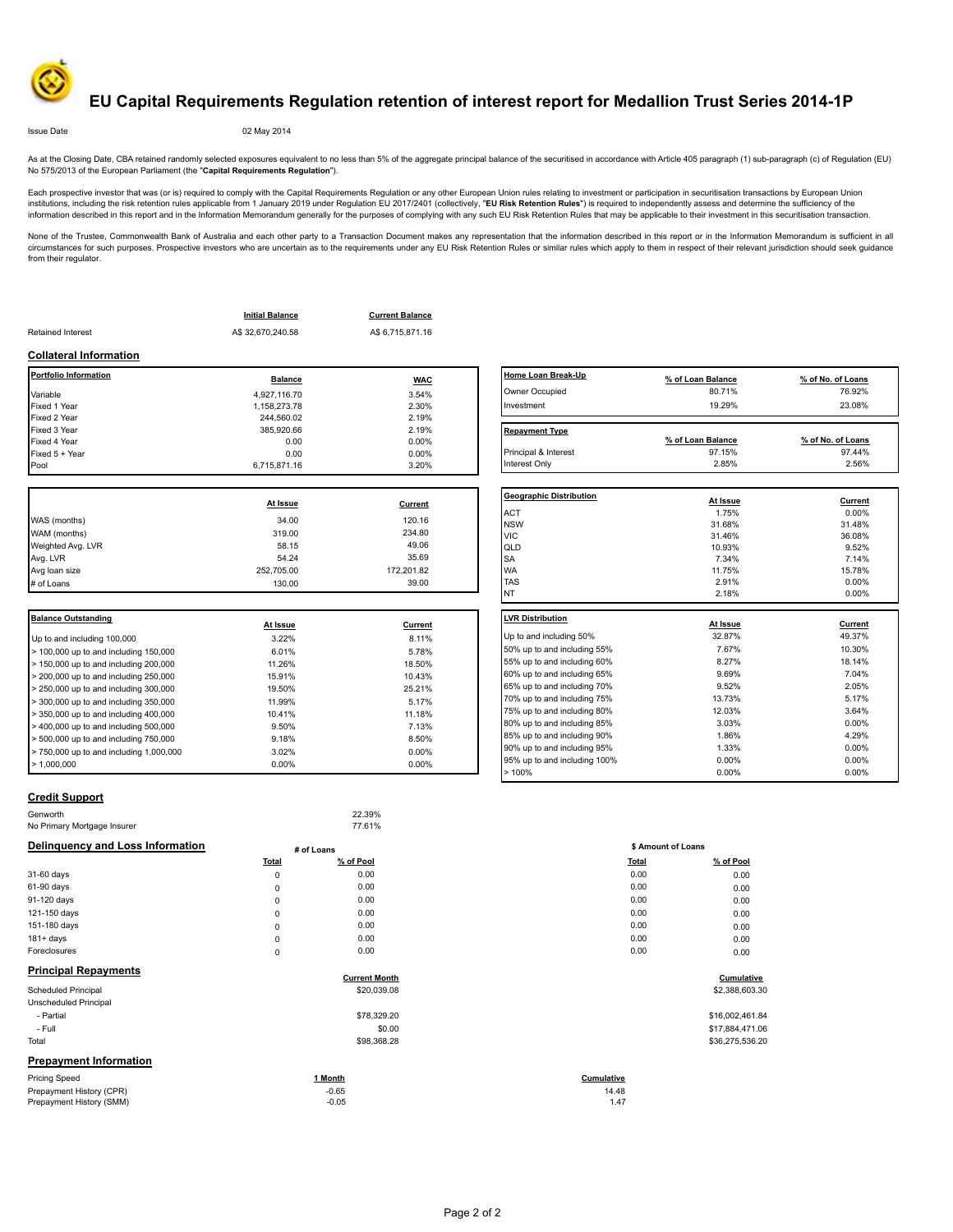# EU Capital Requirements Regulation retention of interest report for Medallion Trust Series 2014-1P

Issue Date 02 May 2014

As at the Closing Date, CBA retained randomly selected exposures equivalent to no less than 5% of the aggregate principal balance of the securitised in accordance with Article 405 paragraph (1) sub-paragraph (c) of Regulation (EU) No 575/2013 of the European Parliament (the "**Capital Requirements Regulation**").

Each prospective investor that was (or is) required to comply with the Capital Requirements Regulation or any other European Union rules relating to investment or participation in securitisation transactions by European Union institutions, including the risk retention rules applicable from 1 January 2019 under Regulation EU 2017/2401 (collectively, "**EU Risk Retention Rules**") is required to independently assess and determine the sufficiency of the information described in this report and in the Information Memorandum generally for the purposes of complying with any such EU Risk Retention Rules that may be applicable to their investment in this securitisation transaction.

None of the Trustee, Commonwealth Bank of Australia and each other party to a Transaction Document makes any representation that the information described in this report or in the Information Memorandum is sufficient in all circumstances for such purposes. Prospective investors who are uncertain as to the requirements under any EU Risk Retention Rules or similar rules which apply to them in respect of their relevant jurisdiction should seek guidance from their regulator.

| | Initial Balance | Current Balance |
|---|---|---|
| Retained Interest | A$ 32,670,240.58 | A$ 6,715,871.16 |

## Collateral Information

| Portfolio Information | Balance | WAC |
|---|---|---|
| Variable | 4,927,116.70 | 3.54% |
| Fixed 1 Year | 1,158,273.78 | 2.30% |
| Fixed 2 Year | 244,560.02 | 2.19% |
| Fixed 3 Year | 385,920.66 | 2.19% |
| Fixed 4 Year | 0.00 | 0.00% |
| Fixed 5 + Year | 0.00 | 0.00% |
| Pool | 6,715,871.16 | 3.20% |

| | At Issue | Current |
|---|---|---|
| WAS (months) | 34.00 | 120.16 |
| WAM (months) | 319.00 | 234.80 |
| Weighted Avg. LVR | 58.15 | 49.06 |
| Avg. LVR | 54.24 | 35.69 |
| Avg loan size | 252,705.00 | 172,201.82 |
| # of Loans | 130.00 | 39.00 |

| Balance Outstanding | At Issue | Current |
|---|---|---|
| Up to and including 100,000 | 3.22% | 8.11% |
| > 100,000 up to and including 150,000 | 6.01% | 5.78% |
| > 150,000 up to and including 200,000 | 11.26% | 18.50% |
| > 200,000 up to and including 250,000 | 15.91% | 10.43% |
| > 250,000 up to and including 300,000 | 19.50% | 25.21% |
| > 300,000 up to and including 350,000 | 11.99% | 5.17% |
| > 350,000 up to and including 400,000 | 10.41% | 11.18% |
| > 400,000 up to and including 500,000 | 9.50% | 7.13% |
| > 500,000 up to and including 750,000 | 9.18% | 8.50% |
| > 750,000 up to and including 1,000,000 | 3.02% | 0.00% |
| > 1,000,000 | 0.00% | 0.00% |

| Home Loan Break-Up | % of Loan Balance | % of No. of Loans |
|---|---|---|
| Owner Occupied | 80.71% | 76.92% |
| Investment | 19.29% | 23.08% |

| Repayment Type | % of Loan Balance | % of No. of Loans |
|---|---|---|
| Principal & Interest | 97.15% | 97.44% |
| Interest Only | 2.85% | 2.56% |

| Geographic Distribution | At Issue | Current |
|---|---|---|
| ACT | 1.75% | 0.00% |
| NSW | 31.68% | 31.48% |
| VIC | 31.46% | 36.08% |
| QLD | 10.93% | 9.52% |
| SA | 7.34% | 7.14% |
| WA | 11.75% | 15.78% |
| TAS | 2.91% | 0.00% |
| NT | 2.18% | 0.00% |

| LVR Distribution | At Issue | Current |
|---|---|---|
| Up to and including 50% | 32.87% | 49.37% |
| 50% up to and including 55% | 7.67% | 10.30% |
| 55% up to and including 60% | 8.27% | 18.14% |
| 60% up to and including 65% | 9.69% | 7.04% |
| 65% up to and including 70% | 9.52% | 2.05% |
| 70% up to and including 75% | 13.73% | 5.17% |
| 75% up to and including 80% | 12.03% | 3.64% |
| 80% up to and including 85% | 3.03% | 0.00% |
| 85% up to and including 90% | 1.86% | 4.29% |
| 90% up to and including 95% | 1.33% | 0.00% |
| 95% up to and including 100% | 0.00% | 0.00% |
| > 100% | 0.00% | 0.00% |

## Credit Support

| | |
|---|---|
| Genworth | 22.39% |
| No Primary Mortgage Insurer | 77.61% |

## Delinquency and Loss Information

| | # of Loans | | \$ Amount of Loans | |
|---|---|---|---|---|
| | Total | % of Pool | Total | % of Pool |
| 31-60 days | 0 | 0.00 | 0.00 | 0.00 |
| 61-90 days | 0 | 0.00 | 0.00 | 0.00 |
| 91-120 days | 0 | 0.00 | 0.00 | 0.00 |
| 121-150 days | 0 | 0.00 | 0.00 | 0.00 |
| 151-180 days | 0 | 0.00 | 0.00 | 0.00 |
| 181+ days | 0 | 0.00 | 0.00 | 0.00 |
| Foreclosures | 0 | 0.00 | 0.00 | 0.00 |

## Principal Repayments

| | Current Month | Cumulative |
|---|---|---|
| Scheduled Principal | \$20,039.08 | \$2,388,603.30 |
| Unscheduled Principal | | |
| - Partial | \$78,329.20 | \$16,002,461.84 |
| - Full | \$0.00 | \$17,884,471.06 |
| Total | \$98,368.28 | \$36,275,536.20 |

## Prepayment Information

| Pricing Speed | 1 Month | Cumulative |
|---|---|---|
| Prepayment History (CPR) | -0.65 | 14.48 |
| Prepayment History (SMM) | -0.05 | 1.47 |